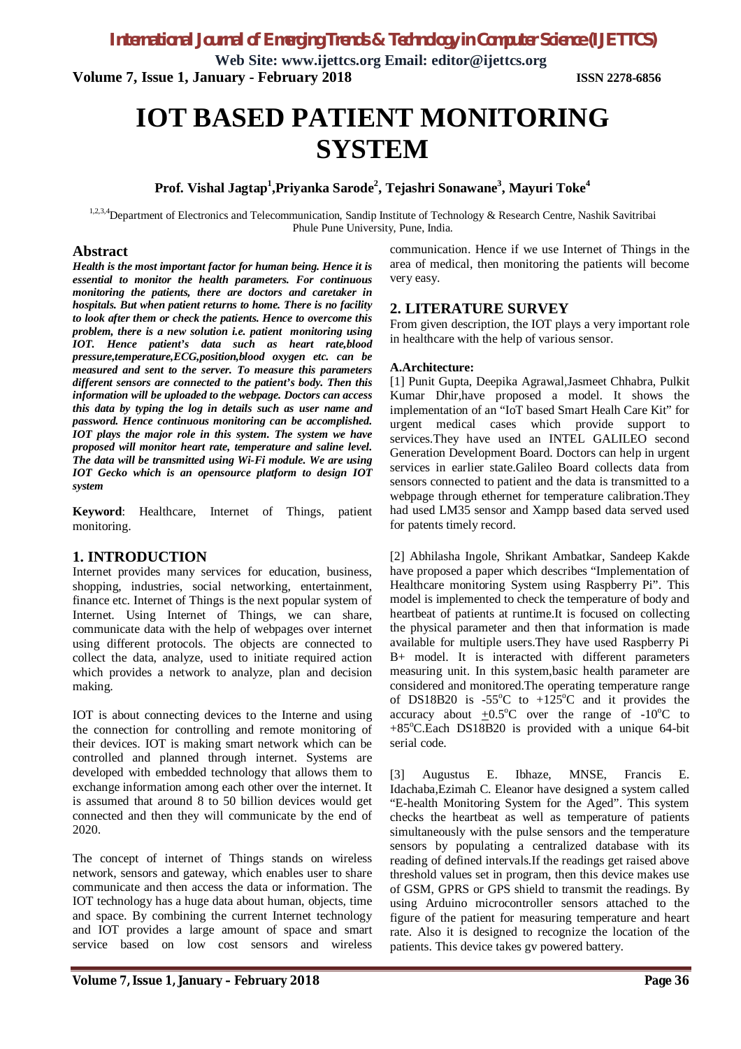# IOT BASED PATIENT MONITORING SYSTEM

**Prof. Vishal Jagtap[1],Priyanka Sarode[2], Tejashri Sonawane[3], Mayuri Toke[4]**

[1,2,3,4]Department of Electronics and Telecommunication, Sandip Institute of Technology & Research Centre, Nashik Savitribai Phule Pune University, Pune, India.

## Abstract

***Health is the most important factor for human being. Hence it is essential to monitor the health parameters. For continuous monitoring the patients, there are doctors and caretaker in hospitals. But when patient returns to home. There is no facility to look after them or check the patients. Hence to overcome this problem, there is a new solution i.e. patient monitoring using IOT. Hence patient's data such as heart rate,blood pressure,temperature,ECG,position,blood oxygen etc. can be measured and sent to the server. To measure this parameters different sensors are connected to the patient's body. Then this information will be uploaded to the webpage. Doctors can access this data by typing the log in details such as user name and password. Hence continuous monitoring can be accomplished. IOT plays the major role in this system. The system we have proposed will monitor heart rate, temperature and saline level. The data will be transmitted using Wi-Fi module. We are using IOT Gecko which is an opensource platform to design IOT system***

**Keyword**: Healthcare, Internet of Things, patient monitoring.

## 1. INTRODUCTION

Internet provides many services for education, business, shopping, industries, social networking, entertainment, finance etc. Internet of Things is the next popular system of Internet. Using Internet of Things, we can share, communicate data with the help of webpages over internet using different protocols. The objects are connected to collect the data, analyze, used to initiate required action which provides a network to analyze, plan and decision making.

IOT is about connecting devices to the Interne and using the connection for controlling and remote monitoring of their devices. IOT is making smart network which can be controlled and planned through internet. Systems are developed with embedded technology that allows them to exchange information among each other over the internet. It is assumed that around 8 to 50 billion devices would get connected and then they will communicate by the end of 2020.

The concept of internet of Things stands on wireless network, sensors and gateway, which enables user to share communicate and then access the data or information. The IOT technology has a huge data about human, objects, time and space. By combining the current Internet technology and IOT provides a large amount of space and smart service based on low cost sensors and wireless communication. Hence if we use Internet of Things in the area of medical, then monitoring the patients will become very easy.

## 2. LITERATURE SURVEY

From given description, the IOT plays a very important role in healthcare with the help of various sensor.

### A.Architecture:

[1] Punit Gupta, Deepika Agrawal,Jasmeet Chhabra, Pulkit Kumar Dhir,have proposed a model. It shows the implementation of an "IoT based Smart Healh Care Kit" for urgent medical cases which provide support to services.They have used an INTEL GALILEO second Generation Development Board. Doctors can help in urgent services in earlier state.Galileo Board collects data from sensors connected to patient and the data is transmitted to a webpage through ethernet for temperature calibration.They had used LM35 sensor and Xampp based data served used for patents timely record.

[2] Abhilasha Ingole, Shrikant Ambatkar, Sandeep Kakde have proposed a paper which describes "Implementation of Healthcare monitoring System using Raspberry Pi". This model is implemented to check the temperature of body and heartbeat of patients at runtime.It is focused on collecting the physical parameter and then that information is made available for multiple users.They have used Raspberry Pi B+ model. It is interacted with different parameters measuring unit. In this system,basic health parameter are considered and monitored.The operating temperature range of DS18B20 is -55$^{o}$C to +125$^{o}$C and it provides the accuracy about $\pm$0.5$^{o}$C over the range of -10$^{o}$C to +85$^{o}$C.Each DS18B20 is provided with a unique 64-bit serial code.

[3] Augustus E. Ibhaze, MNSE, Francis E. Idachaba,Ezimah C. Eleanor have designed a system called "E-health Monitoring System for the Aged". This system checks the heartbeat as well as temperature of patients simultaneously with the pulse sensors and the temperature sensors by populating a centralized database with its reading of defined intervals.If the readings get raised above threshold values set in program, then this device makes use of GSM, GPRS or GPS shield to transmit the readings. By using Arduino microcontroller sensors attached to the figure of the patient for measuring temperature and heart rate. Also it is designed to recognize the location of the patients. This device takes gv powered battery.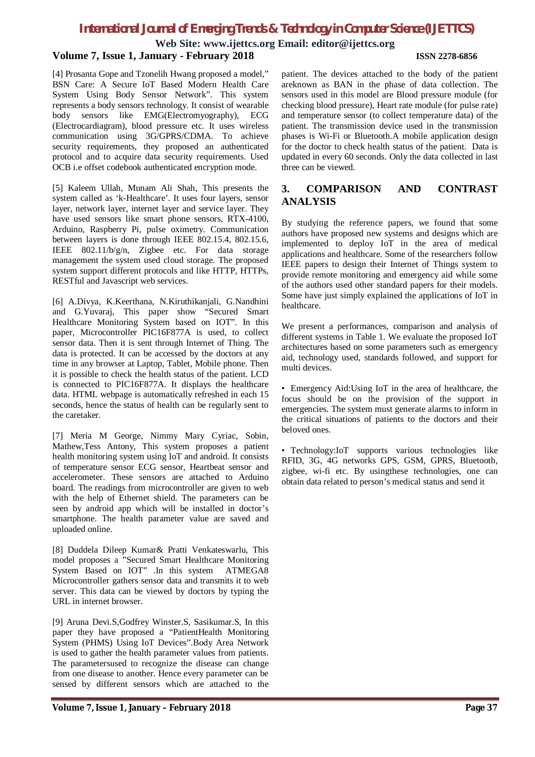[4] Prosanta Gope and Tzonelih Hwang proposed a model," BSN Care: A Secure IoT Based Modern Health Care System Using Body Sensor Network". This system represents a body sensors technology. It consist of wearable body sensors like EMG(Electromyography), ECG (Electrocardiagram), blood pressure etc. It uses wireless communication using 3G/GPRS/CDMA. To achieve security requirements, they proposed an authenticated protocol and to acquire data security requirements. Used OCB i.e offset codebook authenticated encryption mode.

[5] Kaleem Ullah, Munam Ali Shah, This presents the system called as 'k-Healthcare'. It uses four layers, sensor layer, network layer, internet layer and service layer. They have used sensors like smart phone sensors, RTX-4100, Arduino, Raspberry Pi, pulse oximetry. Communication between layers is done through IEEE 802.15.4, 802.15.6, IEEE 802.11/b/g/n, Zigbee etc. For data storage management the system used cloud storage. The proposed system support different protocols and like HTTP, HTTPs, RESTful and Javascript web services.

[6] A.Divya, K.Keerthana, N.Kiruthikanjali, G.Nandhini and G.Yuvaraj, This paper show "Secured Smart Healthcare Monitoring System based on IOT". In this paper, Microcontroller PIC16F877A is used, to collect sensor data. Then it is sent through Internet of Thing. The data is protected. It can be accessed by the doctors at any time in any browser at Laptop, Tablet, Mobile phone. Then it is possible to check the health status of the patient. LCD is connected to PIC16F877A. It displays the healthcare data. HTML webpage is automatically refreshed in each 15 seconds, hence the status of health can be regularly sent to the caretaker.

[7] Meria M George, Nimmy Mary Cyriac, Sobin, Mathew,Tess Antony, This system proposes a patient health monitoring system using IoT and android. It consists of temperature sensor ECG sensor, Heartbeat sensor and accelerometer. These sensors are attached to Arduino board. The readings from microcontroller are given to web with the help of Ethernet shield. The parameters can be seen by android app which will be installed in doctor's smartphone. The health parameter value are saved and uploaded online.

[8] Duddela Dileep Kumar& Pratti Venkateswarlu, This model proposes a "Secured Smart Healthcare Monitoring System Based on IOT" .In this system ATMEGA8 Microcontroller gathers sensor data and transmits it to web server. This data can be viewed by doctors by typing the URL in internet browser.

[9] Aruna Devi.S,Godfrey Winster.S, Sasikumar.S, In this paper they have proposed a "PatientHealth Monitoring System (PHMS) Using IoT Devices".Body Area Network is used to gather the health parameter values from patients. The parametersused to recognize the disease can change from one disease to another. Hence every parameter can be sensed by different sensors which are attached to the patient. The devices attached to the body of the patient areknown as BAN in the phase of data collection. The sensors used in this model are Blood pressure module (for checking blood pressure), Heart rate module (for pulse rate) and temperature sensor (to collect temperature data) of the patient. The transmission device used in the transmission phases is Wi-Fi or Bluetooth.A mobile application design for the doctor to check health status of the patient. Data is updated in every 60 seconds. Only the data collected in last three can be viewed.

## 3. COMPARISON AND CONTRAST ANALYSIS

By studying the reference papers, we found that some authors have proposed new systems and designs which are implemented to deploy IoT in the area of medical applications and healthcare. Some of the researchers follow IEEE papers to design their Internet of Things system to provide remote monitoring and emergency aid while some of the authors used other standard papers for their models. Some have just simply explained the applications of IoT in healthcare.

We present a performances, comparison and analysis of different systems in Table 1. We evaluate the proposed IoT architectures based on some parameters such as emergency aid, technology used, standards followed, and support for multi devices.

- Emergency Aid:Using IoT in the area of healthcare, the focus should be on the provision of the support in emergencies. The system must generate alarms to inform in the critical situations of patients to the doctors and their beloved ones.

- Technology:IoT supports various technologies like RFID, 3G, 4G networks GPS, GSM, GPRS, Bluetooth, zigbee, wi-fi etc. By usingthese technologies, one can obtain data related to person's medical status and send it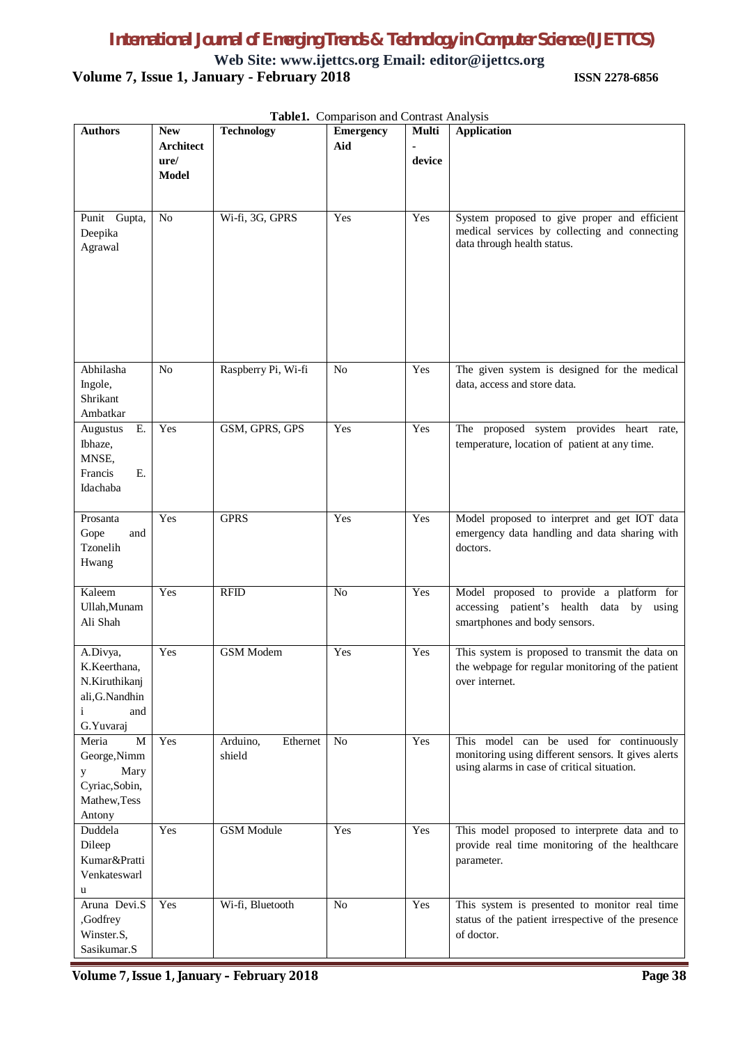**Table1.** Comparison and Contrast Analysis

| Authors | New Architecture/ Model | Technology | Emergency Aid | Multi-device | Application |
|---|---|---|---|---|---|
| Punit Gupta, Deepika Agrawal | No | Wi-fi, 3G, GPRS | Yes | Yes | System proposed to give proper and efficient medical services by collecting and connecting data through health status. |
| Abhilasha Ingole, Shrikant Ambatkar | No | Raspberry Pi, Wi-fi | No | Yes | The given system is designed for the medical data, access and store data. |
| Augustus E. Ibhaze, MNSE, Francis E. Idachaba | Yes | GSM, GPRS, GPS | Yes | Yes | The proposed system provides heart rate, temperature, location of patient at any time. |
| Prosanta Gope and Tzonelih Hwang | Yes | GPRS | Yes | Yes | Model proposed to interpret and get IOT data emergency data handling and data sharing with doctors. |
| Kaleem Ullah,Munam Ali Shah | Yes | RFID | No | Yes | Model proposed to provide a platform for accessing patient's health data by using smartphones and body sensors. |
| A.Divya, K.Keerthana, N.Kiruthikanjali,G.Nandhini and G.Yuvaraj | Yes | GSM Modem | Yes | Yes | This system is proposed to transmit the data on the webpage for regular monitoring of the patient over internet. |
| Meria M George,Nimmy Mary Cyriac,Sobin, Mathew,Tess Antony | Yes | Arduino, Ethernet shield | No | Yes | This model can be used for continuously monitoring using different sensors. It gives alerts using alarms in case of critical situation. |
| Duddela Dileep Kumar&Pratti Venkateswarlu | Yes | GSM Module | Yes | Yes | This model proposed to interprete data and to provide real time monitoring of the healthcare parameter. |
| Aruna Devi.S ,Godfrey Winster.S, Sasikumar.S | Yes | Wi-fi, Bluetooth | No | Yes | This system is presented to monitor real time status of the patient irrespective of the presence of doctor. |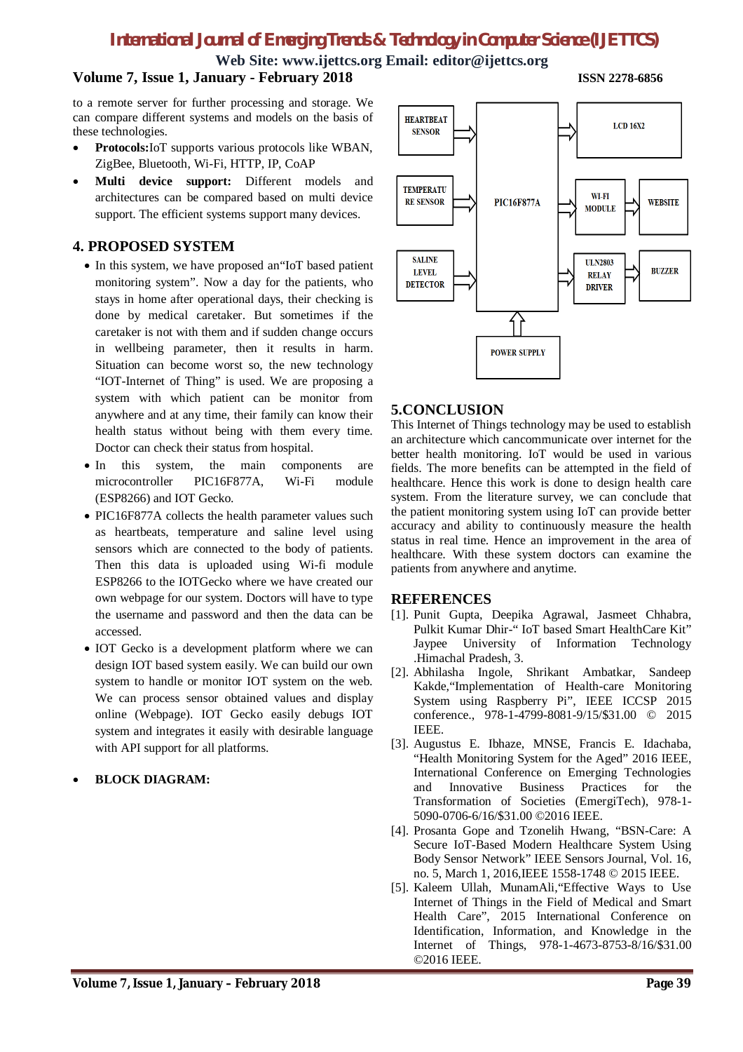to a remote server for further processing and storage. We can compare different systems and models on the basis of these technologies.

- **Protocols:**IoT supports various protocols like WBAN, ZigBee, Bluetooth, Wi-Fi, HTTP, IP, CoAP
- **Multi device support:** Different models and architectures can be compared based on multi device support. The efficient systems support many devices.

## 4. PROPOSED SYSTEM

- In this system, we have proposed an"IoT based patient monitoring system". Now a day for the patients, who stays in home after operational days, their checking is done by medical caretaker. But sometimes if the caretaker is not with them and if sudden change occurs in wellbeing parameter, then it results in harm. Situation can become worst so, the new technology "IOT-Internet of Thing" is used. We are proposing a system with which patient can be monitor from anywhere and at any time, their family can know their health status without being with them every time. Doctor can check their status from hospital.
- In this system, the main components are microcontroller PIC16F877A, Wi-Fi module (ESP8266) and IOT Gecko.
- PIC16F877A collects the health parameter values such as heartbeats, temperature and saline level using sensors which are connected to the body of patients. Then this data is uploaded using Wi-fi module ESP8266 to the IOTGecko where we have created our own webpage for our system. Doctors will have to type the username and password and then the data can be accessed.
- IOT Gecko is a development platform where we can design IOT based system easily. We can build our own system to handle or monitor IOT system on the web. We can process sensor obtained values and display online (Webpage). IOT Gecko easily debugs IOT system and integrates it easily with desirable language with API support for all platforms.

- **BLOCK DIAGRAM:**

HEARTBEAT SENSOR → PIC16F877A → LCD 16X2

TEMPERATURE SENSOR → PIC16F877A → WI-FI MODULE → WEBSITE

SALINE LEVEL DETECTOR → PIC16F877A → ULN2803 RELAY DRIVER → BUZZER

POWER SUPPLY → PIC16F877A

## 5.CONCLUSION

This Internet of Things technology may be used to establish an architecture which cancommunicate over internet for the better health monitoring. IoT would be used in various fields. The more benefits can be attempted in the field of healthcare. Hence this work is done to design health care system. From the literature survey, we can conclude that the patient monitoring system using IoT can provide better accuracy and ability to continuously measure the health status in real time. Hence an improvement in the area of healthcare. With these system doctors can examine the patients from anywhere and anytime.

## REFERENCES

[1]. Punit Gupta, Deepika Agrawal, Jasmeet Chhabra, Pulkit Kumar Dhir-" IoT based Smart HealthCare Kit" Jaypee University of Information Technology .Himachal Pradesh, 3.

[2]. Abhilasha Ingole, Shrikant Ambatkar, Sandeep Kakde,"Implementation of Health-care Monitoring System using Raspberry Pi", IEEE ICCSP 2015 conference., 978-1-4799-8081-9/15/$31.00 © 2015 IEEE.

[3]. Augustus E. Ibhaze, MNSE, Francis E. Idachaba, "Health Monitoring System for the Aged" 2016 IEEE, International Conference on Emerging Technologies and Innovative Business Practices for the Transformation of Societies (EmergiTech), 978-1-5090-0706-6/16/$31.00 ©2016 IEEE.

[4]. Prosanta Gope and Tzonelih Hwang, "BSN-Care: A Secure IoT-Based Modern Healthcare System Using Body Sensor Network" IEEE Sensors Journal, Vol. 16, no. 5, March 1, 2016,IEEE 1558-1748 © 2015 IEEE.

[5]. Kaleem Ullah, MunamAli,"Effective Ways to Use Internet of Things in the Field of Medical and Smart Health Care", 2015 International Conference on Identification, Information, and Knowledge in the Internet of Things, 978-1-4673-8753-8/16/$31.00 ©2016 IEEE.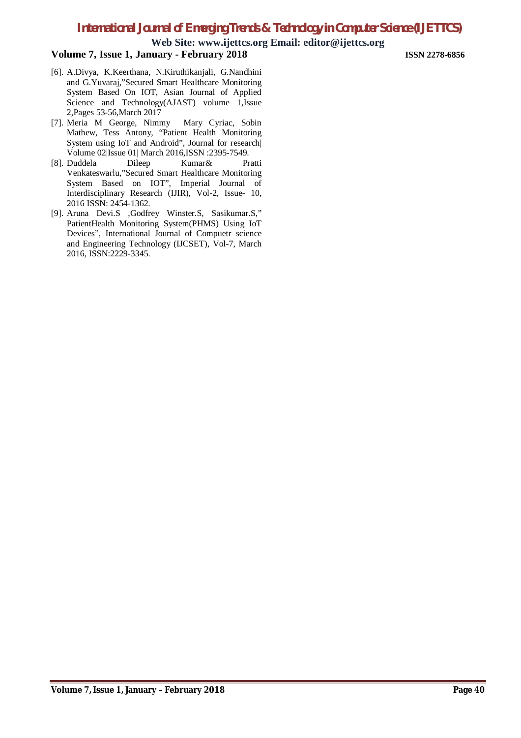[6]. A.Divya, K.Keerthana, N.Kiruthikanjali, G.Nandhini and G.Yuvaraj,"Secured Smart Healthcare Monitoring System Based On IOT, Asian Journal of Applied Science and Technology(AJAST) volume 1,Issue 2,Pages 53-56,March 2017

[7]. Meria M George, Nimmy Mary Cyriac, Sobin Mathew, Tess Antony, "Patient Health Monitoring System using IoT and Android", Journal for research| Volume 02|Issue 01| March 2016,ISSN :2395-7549.

[8]. Duddela Dileep Kumar& Pratti Venkateswarlu,"Secured Smart Healthcare Monitoring System Based on IOT", Imperial Journal of Interdisciplinary Research (IJIR), Vol-2, Issue- 10, 2016 ISSN: 2454-1362.

[9]. Aruna Devi.S ,Godfrey Winster.S, Sasikumar.S," PatientHealth Monitoring System(PHMS) Using IoT Devices", International Journal of Compuetr science and Engineering Technology (IJCSET), Vol-7, March 2016, ISSN:2229-3345.